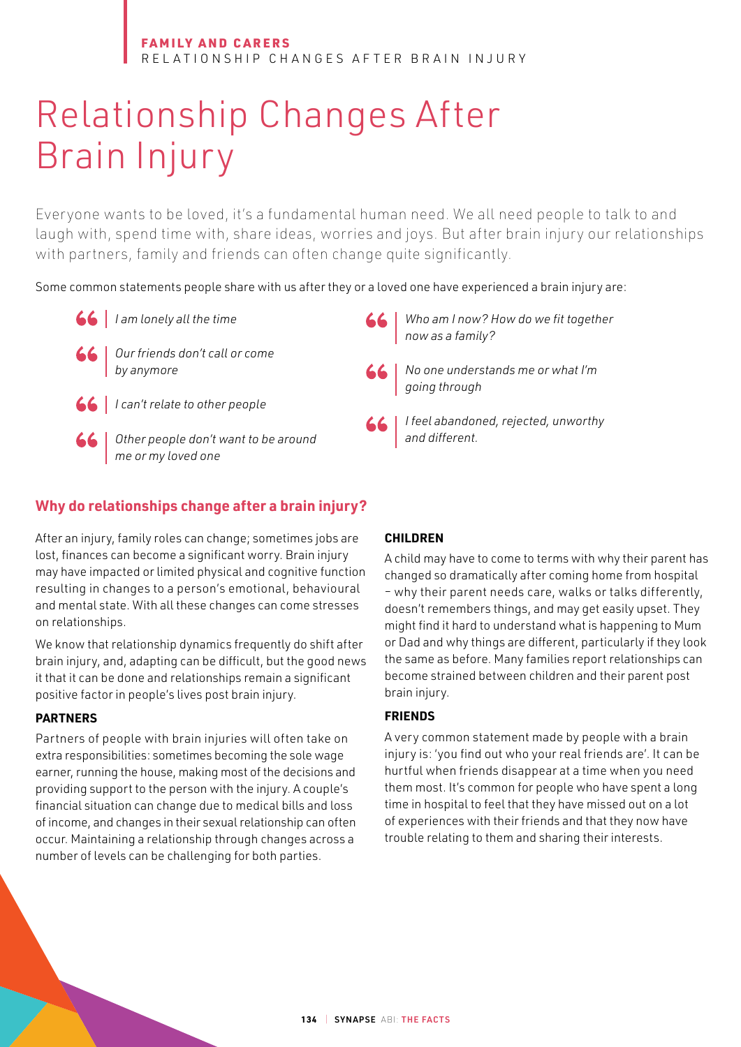# Relationship Changes After Brain Injury

Everyone wants to be loved, it's a fundamental human need. We all need people to talk to and laugh with, spend time with, share ideas, worries and joys. But after brain injury our relationships with partners, family and friends can often change quite significantly.

Some common statements people share with us after they or a loved one have experienced a brain injury are:

> *I am lonely all the time*

> *Our friends don't call or come by anymore*

> *I can't relate to other people*

> *Other people don't want to be around me or my loved one*

> *Who am I now? How do we fit together now as a family?*

> *No one understands me or what I'm going through*

> *I feel abandoned, rejected, unworthy and different.*

## Why do relationships change after a brain injury?

After an injury, family roles can change; sometimes jobs are lost, finances can become a significant worry. Brain injury may have impacted or limited physical and cognitive function resulting in changes to a person's emotional, behavioural and mental state. With all these changes can come stresses on relationships.

We know that relationship dynamics frequently do shift after brain injury, and, adapting can be difficult, but the good news it that it can be done and relationships remain a significant positive factor in people's lives post brain injury.

### PARTNERS

Partners of people with brain injuries will often take on extra responsibilities: sometimes becoming the sole wage earner, running the house, making most of the decisions and providing support to the person with the injury. A couple's financial situation can change due to medical bills and loss of income, and changes in their sexual relationship can often occur. Maintaining a relationship through changes across a number of levels can be challenging for both parties.

### CHILDREN

A child may have to come to terms with why their parent has changed so dramatically after coming home from hospital – why their parent needs care, walks or talks differently, doesn't remembers things, and may get easily upset. They might find it hard to understand what is happening to Mum or Dad and why things are different, particularly if they look the same as before. Many families report relationships can become strained between children and their parent post brain injury.

### FRIENDS

A very common statement made by people with a brain injury is: 'you find out who your real friends are'. It can be hurtful when friends disappear at a time when you need them most. It's common for people who have spent a long time in hospital to feel that they have missed out on a lot of experiences with their friends and that they now have trouble relating to them and sharing their interests.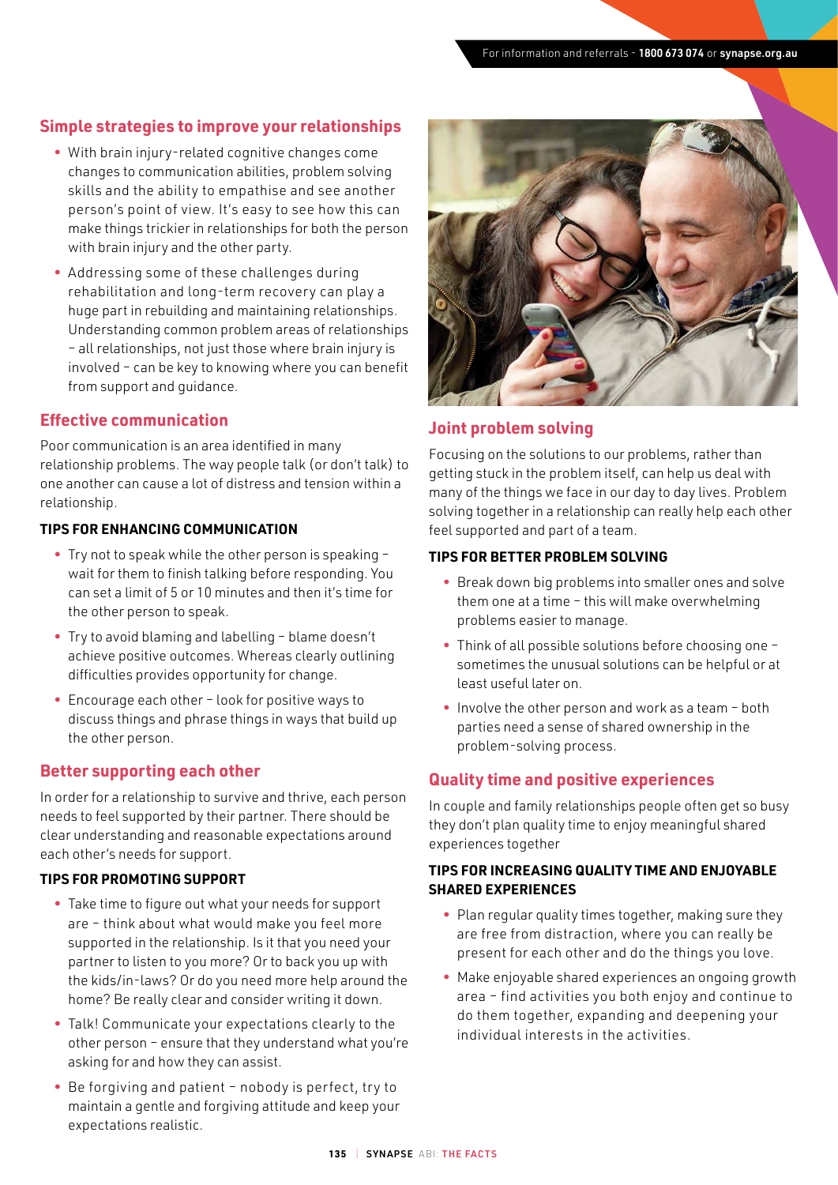## Simple strategies to improve your relationships

- With brain injury-related cognitive changes come changes to communication abilities, problem solving skills and the ability to empathise and see another person's point of view. It's easy to see how this can make things trickier in relationships for both the person with brain injury and the other party.
- Addressing some of these challenges during rehabilitation and long-term recovery can play a huge part in rebuilding and maintaining relationships. Understanding common problem areas of relationships – all relationships, not just those where brain injury is involved – can be key to knowing where you can benefit from support and guidance.

## Effective communication

Poor communication is an area identified in many relationship problems. The way people talk (or don't talk) to one another can cause a lot of distress and tension within a relationship.

### TIPS FOR ENHANCING COMMUNICATION

- Try not to speak while the other person is speaking – wait for them to finish talking before responding. You can set a limit of 5 or 10 minutes and then it's time for the other person to speak.
- Try to avoid blaming and labelling – blame doesn't achieve positive outcomes. Whereas clearly outlining difficulties provides opportunity for change.
- Encourage each other – look for positive ways to discuss things and phrase things in ways that build up the other person.

## Better supporting each other

In order for a relationship to survive and thrive, each person needs to feel supported by their partner. There should be clear understanding and reasonable expectations around each other's needs for support.

### TIPS FOR PROMOTING SUPPORT

- Take time to figure out what your needs for support are – think about what would make you feel more supported in the relationship. Is it that you need your partner to listen to you more? Or to back you up with the kids/in-laws? Or do you need more help around the home? Be really clear and consider writing it down.
- Talk! Communicate your expectations clearly to the other person – ensure that they understand what you're asking for and how they can assist.
- Be forgiving and patient – nobody is perfect, try to maintain a gentle and forgiving attitude and keep your expectations realistic.

## Joint problem solving

Focusing on the solutions to our problems, rather than getting stuck in the problem itself, can help us deal with many of the things we face in our day to day lives. Problem solving together in a relationship can really help each other feel supported and part of a team.

### TIPS FOR BETTER PROBLEM SOLVING

- Break down big problems into smaller ones and solve them one at a time – this will make overwhelming problems easier to manage.
- Think of all possible solutions before choosing one – sometimes the unusual solutions can be helpful or at least useful later on.
- Involve the other person and work as a team – both parties need a sense of shared ownership in the problem-solving process.

## Quality time and positive experiences

In couple and family relationships people often get so busy they don't plan quality time to enjoy meaningful shared experiences together

### TIPS FOR INCREASING QUALITY TIME AND ENJOYABLE SHARED EXPERIENCES

- Plan regular quality times together, making sure they are free from distraction, where you can really be present for each other and do the things you love.
- Make enjoyable shared experiences an ongoing growth area – find activities you both enjoy and continue to do them together, expanding and deepening your individual interests in the activities.